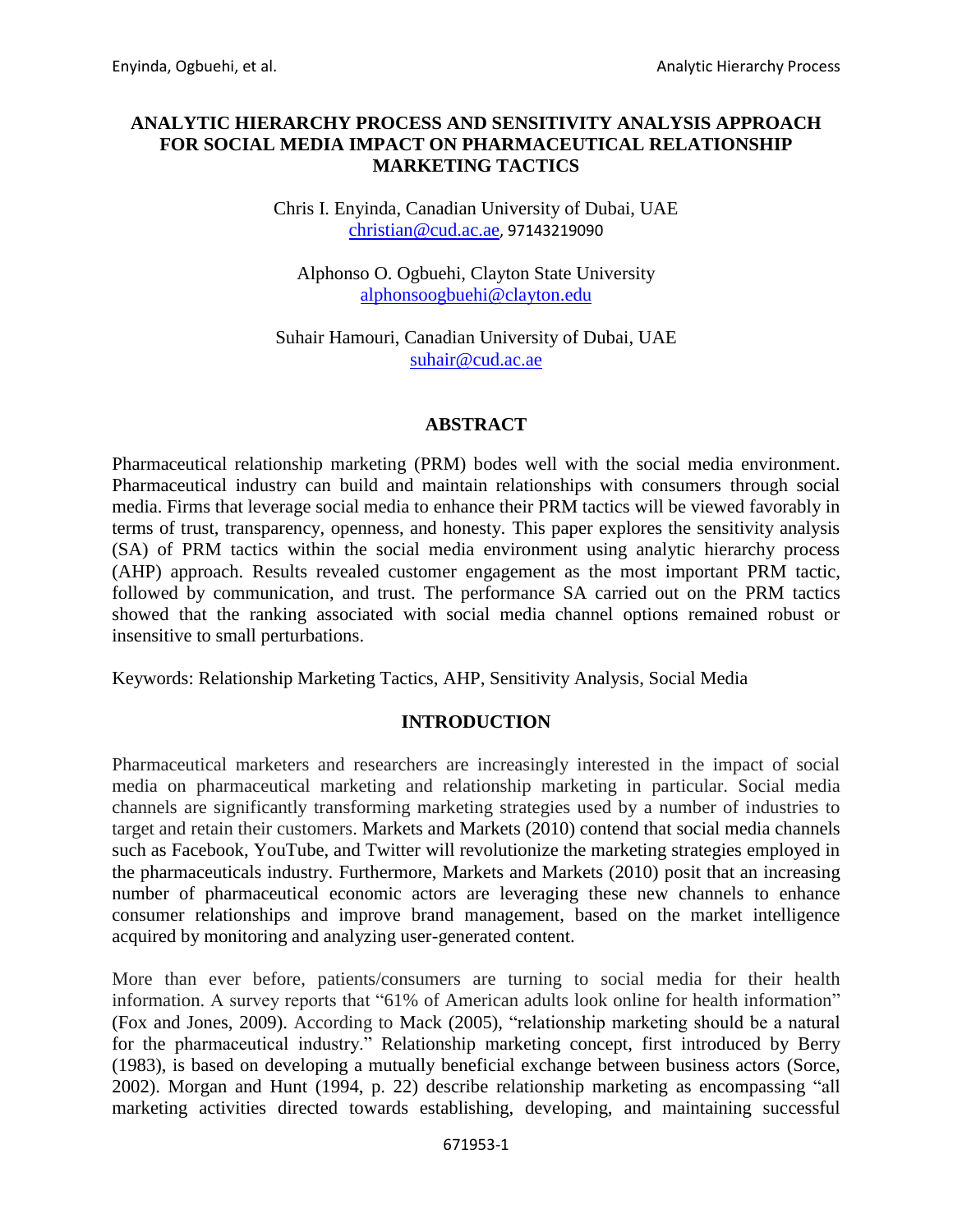# ANALYTIC HIERARCHY PROCESS AND SENSITIVITY ANALYSIS APPROACH FOR SOCIAL MEDIA IMPACT ON PHARMACEUTICAL RELATIONSHIP MARKETING TACTICS

Chris I. Enyinda, Canadian University of Dubai, UAE
christian@cud.ac.ae, 97143219090

Alphonso O. Ogbuehi, Clayton State University
alphonsoogbuehi@clayton.edu

Suhair Hamouri, Canadian University of Dubai, UAE
suhair@cud.ac.ae

## ABSTRACT

Pharmaceutical relationship marketing (PRM) bodes well with the social media environment. Pharmaceutical industry can build and maintain relationships with consumers through social media. Firms that leverage social media to enhance their PRM tactics will be viewed favorably in terms of trust, transparency, openness, and honesty. This paper explores the sensitivity analysis (SA) of PRM tactics within the social media environment using analytic hierarchy process (AHP) approach. Results revealed customer engagement as the most important PRM tactic, followed by communication, and trust. The performance SA carried out on the PRM tactics showed that the ranking associated with social media channel options remained robust or insensitive to small perturbations.

Keywords: Relationship Marketing Tactics, AHP, Sensitivity Analysis, Social Media

## INTRODUCTION

Pharmaceutical marketers and researchers are increasingly interested in the impact of social media on pharmaceutical marketing and relationship marketing in particular. Social media channels are significantly transforming marketing strategies used by a number of industries to target and retain their customers. Markets and Markets (2010) contend that social media channels such as Facebook, YouTube, and Twitter will revolutionize the marketing strategies employed in the pharmaceuticals industry. Furthermore, Markets and Markets (2010) posit that an increasing number of pharmaceutical economic actors are leveraging these new channels to enhance consumer relationships and improve brand management, based on the market intelligence acquired by monitoring and analyzing user-generated content.

More than ever before, patients/consumers are turning to social media for their health information. A survey reports that "61% of American adults look online for health information" (Fox and Jones, 2009). According to Mack (2005), "relationship marketing should be a natural for the pharmaceutical industry." Relationship marketing concept, first introduced by Berry (1983), is based on developing a mutually beneficial exchange between business actors (Sorce, 2002). Morgan and Hunt (1994, p. 22) describe relationship marketing as encompassing "all marketing activities directed towards establishing, developing, and maintaining successful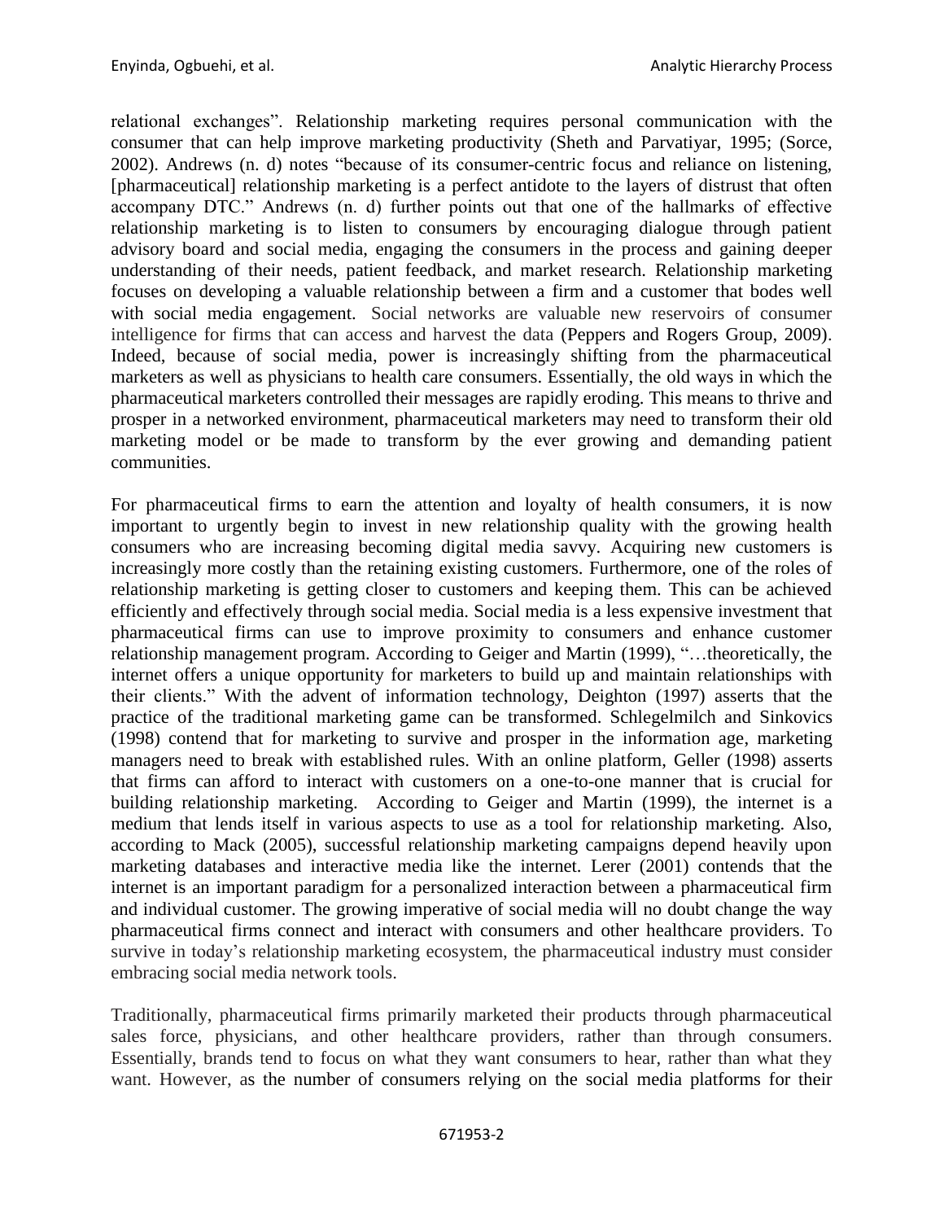relational exchanges". Relationship marketing requires personal communication with the consumer that can help improve marketing productivity (Sheth and Parvatiyar, 1995; (Sorce, 2002). Andrews (n. d) notes "because of its consumer-centric focus and reliance on listening, [pharmaceutical] relationship marketing is a perfect antidote to the layers of distrust that often accompany DTC." Andrews (n. d) further points out that one of the hallmarks of effective relationship marketing is to listen to consumers by encouraging dialogue through patient advisory board and social media, engaging the consumers in the process and gaining deeper understanding of their needs, patient feedback, and market research. Relationship marketing focuses on developing a valuable relationship between a firm and a customer that bodes well with social media engagement. Social networks are valuable new reservoirs of consumer intelligence for firms that can access and harvest the data (Peppers and Rogers Group, 2009). Indeed, because of social media, power is increasingly shifting from the pharmaceutical marketers as well as physicians to health care consumers. Essentially, the old ways in which the pharmaceutical marketers controlled their messages are rapidly eroding. This means to thrive and prosper in a networked environment, pharmaceutical marketers may need to transform their old marketing model or be made to transform by the ever growing and demanding patient communities.

For pharmaceutical firms to earn the attention and loyalty of health consumers, it is now important to urgently begin to invest in new relationship quality with the growing health consumers who are increasing becoming digital media savvy. Acquiring new customers is increasingly more costly than the retaining existing customers. Furthermore, one of the roles of relationship marketing is getting closer to customers and keeping them. This can be achieved efficiently and effectively through social media. Social media is a less expensive investment that pharmaceutical firms can use to improve proximity to consumers and enhance customer relationship management program. According to Geiger and Martin (1999), "…theoretically, the internet offers a unique opportunity for marketers to build up and maintain relationships with their clients." With the advent of information technology, Deighton (1997) asserts that the practice of the traditional marketing game can be transformed. Schlegelmilch and Sinkovics (1998) contend that for marketing to survive and prosper in the information age, marketing managers need to break with established rules. With an online platform, Geller (1998) asserts that firms can afford to interact with customers on a one-to-one manner that is crucial for building relationship marketing. According to Geiger and Martin (1999), the internet is a medium that lends itself in various aspects to use as a tool for relationship marketing. Also, according to Mack (2005), successful relationship marketing campaigns depend heavily upon marketing databases and interactive media like the internet. Lerer (2001) contends that the internet is an important paradigm for a personalized interaction between a pharmaceutical firm and individual customer. The growing imperative of social media will no doubt change the way pharmaceutical firms connect and interact with consumers and other healthcare providers. To survive in today's relationship marketing ecosystem, the pharmaceutical industry must consider embracing social media network tools.

Traditionally, pharmaceutical firms primarily marketed their products through pharmaceutical sales force, physicians, and other healthcare providers, rather than through consumers. Essentially, brands tend to focus on what they want consumers to hear, rather than what they want. However, as the number of consumers relying on the social media platforms for their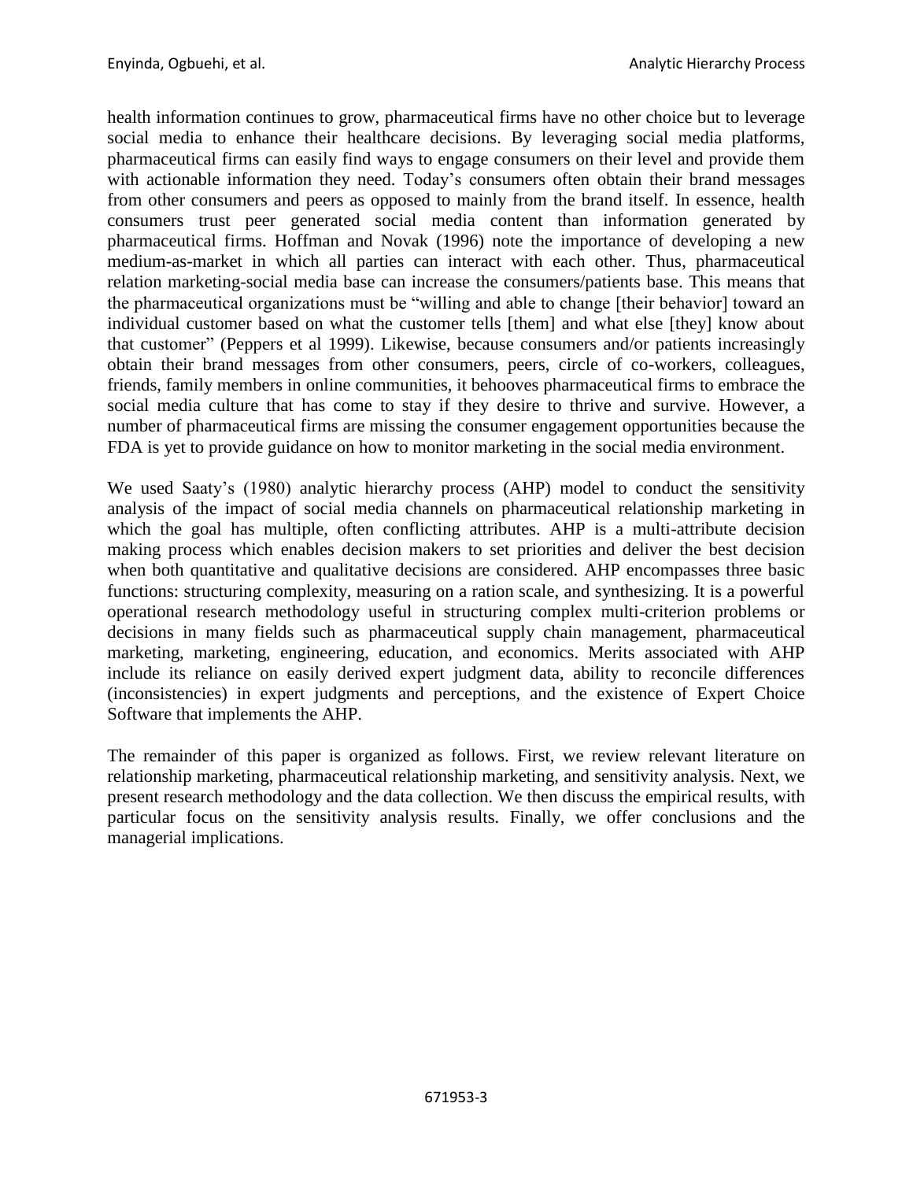health information continues to grow, pharmaceutical firms have no other choice but to leverage social media to enhance their healthcare decisions. By leveraging social media platforms, pharmaceutical firms can easily find ways to engage consumers on their level and provide them with actionable information they need. Today's consumers often obtain their brand messages from other consumers and peers as opposed to mainly from the brand itself. In essence, health consumers trust peer generated social media content than information generated by pharmaceutical firms. Hoffman and Novak (1996) note the importance of developing a new medium-as-market in which all parties can interact with each other. Thus, pharmaceutical relation marketing-social media base can increase the consumers/patients base. This means that the pharmaceutical organizations must be "willing and able to change [their behavior] toward an individual customer based on what the customer tells [them] and what else [they] know about that customer" (Peppers et al 1999). Likewise, because consumers and/or patients increasingly obtain their brand messages from other consumers, peers, circle of co-workers, colleagues, friends, family members in online communities, it behooves pharmaceutical firms to embrace the social media culture that has come to stay if they desire to thrive and survive. However, a number of pharmaceutical firms are missing the consumer engagement opportunities because the FDA is yet to provide guidance on how to monitor marketing in the social media environment.

We used Saaty's (1980) analytic hierarchy process (AHP) model to conduct the sensitivity analysis of the impact of social media channels on pharmaceutical relationship marketing in which the goal has multiple, often conflicting attributes. AHP is a multi-attribute decision making process which enables decision makers to set priorities and deliver the best decision when both quantitative and qualitative decisions are considered. AHP encompasses three basic functions: structuring complexity, measuring on a ration scale, and synthesizing. It is a powerful operational research methodology useful in structuring complex multi-criterion problems or decisions in many fields such as pharmaceutical supply chain management, pharmaceutical marketing, marketing, engineering, education, and economics. Merits associated with AHP include its reliance on easily derived expert judgment data, ability to reconcile differences (inconsistencies) in expert judgments and perceptions, and the existence of Expert Choice Software that implements the AHP.

The remainder of this paper is organized as follows. First, we review relevant literature on relationship marketing, pharmaceutical relationship marketing, and sensitivity analysis. Next, we present research methodology and the data collection. We then discuss the empirical results, with particular focus on the sensitivity analysis results. Finally, we offer conclusions and the managerial implications.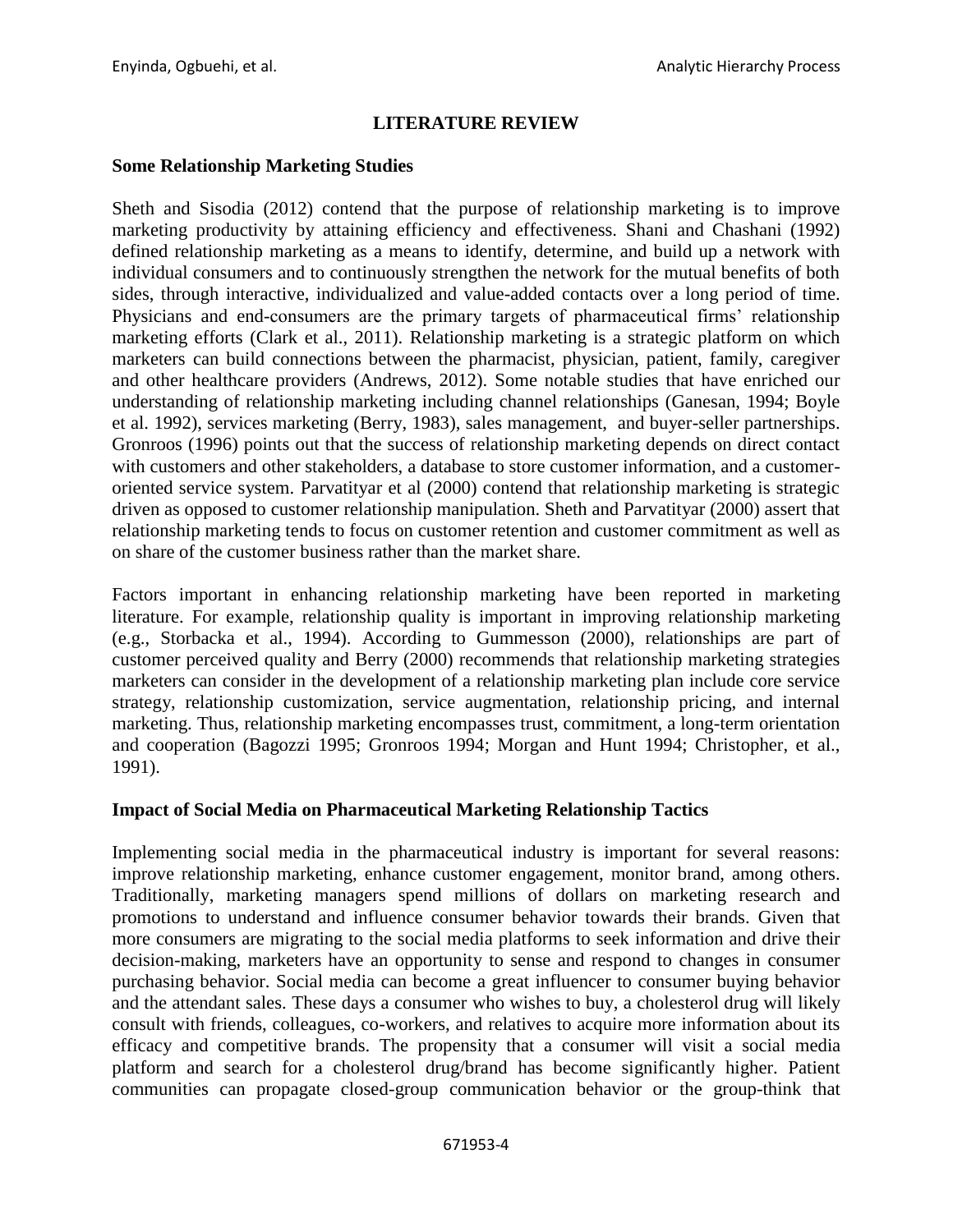## LITERATURE REVIEW

### Some Relationship Marketing Studies

Sheth and Sisodia (2012) contend that the purpose of relationship marketing is to improve marketing productivity by attaining efficiency and effectiveness. Shani and Chashani (1992) defined relationship marketing as a means to identify, determine, and build up a network with individual consumers and to continuously strengthen the network for the mutual benefits of both sides, through interactive, individualized and value-added contacts over a long period of time. Physicians and end-consumers are the primary targets of pharmaceutical firms' relationship marketing efforts (Clark et al., 2011). Relationship marketing is a strategic platform on which marketers can build connections between the pharmacist, physician, patient, family, caregiver and other healthcare providers (Andrews, 2012). Some notable studies that have enriched our understanding of relationship marketing including channel relationships (Ganesan, 1994; Boyle et al. 1992), services marketing (Berry, 1983), sales management, and buyer-seller partnerships. Gronroos (1996) points out that the success of relationship marketing depends on direct contact with customers and other stakeholders, a database to store customer information, and a customer-oriented service system. Parvatityar et al (2000) contend that relationship marketing is strategic driven as opposed to customer relationship manipulation. Sheth and Parvatityar (2000) assert that relationship marketing tends to focus on customer retention and customer commitment as well as on share of the customer business rather than the market share.

Factors important in enhancing relationship marketing have been reported in marketing literature. For example, relationship quality is important in improving relationship marketing (e.g., Storbacka et al., 1994). According to Gummesson (2000), relationships are part of customer perceived quality and Berry (2000) recommends that relationship marketing strategies marketers can consider in the development of a relationship marketing plan include core service strategy, relationship customization, service augmentation, relationship pricing, and internal marketing. Thus, relationship marketing encompasses trust, commitment, a long-term orientation and cooperation (Bagozzi 1995; Gronroos 1994; Morgan and Hunt 1994; Christopher, et al., 1991).

### Impact of Social Media on Pharmaceutical Marketing Relationship Tactics

Implementing social media in the pharmaceutical industry is important for several reasons: improve relationship marketing, enhance customer engagement, monitor brand, among others. Traditionally, marketing managers spend millions of dollars on marketing research and promotions to understand and influence consumer behavior towards their brands. Given that more consumers are migrating to the social media platforms to seek information and drive their decision-making, marketers have an opportunity to sense and respond to changes in consumer purchasing behavior. Social media can become a great influencer to consumer buying behavior and the attendant sales. These days a consumer who wishes to buy, a cholesterol drug will likely consult with friends, colleagues, co-workers, and relatives to acquire more information about its efficacy and competitive brands. The propensity that a consumer will visit a social media platform and search for a cholesterol drug/brand has become significantly higher. Patient communities can propagate closed-group communication behavior or the group-think that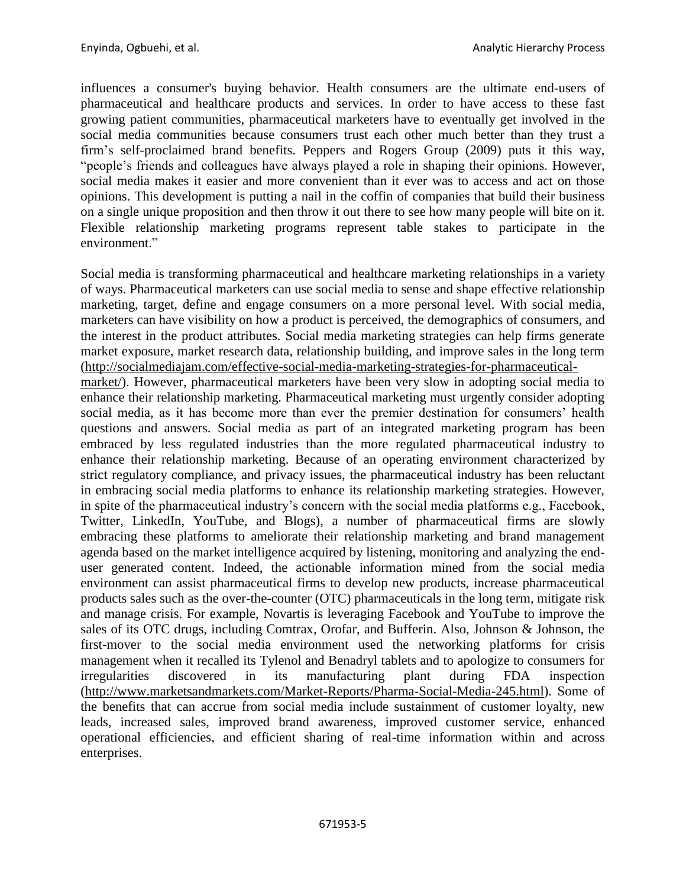influences a consumer's buying behavior. Health consumers are the ultimate end-users of pharmaceutical and healthcare products and services. In order to have access to these fast growing patient communities, pharmaceutical marketers have to eventually get involved in the social media communities because consumers trust each other much better than they trust a firm's self-proclaimed brand benefits. Peppers and Rogers Group (2009) puts it this way, "people's friends and colleagues have always played a role in shaping their opinions. However, social media makes it easier and more convenient than it ever was to access and act on those opinions. This development is putting a nail in the coffin of companies that build their business on a single unique proposition and then throw it out there to see how many people will bite on it. Flexible relationship marketing programs represent table stakes to participate in the environment."

Social media is transforming pharmaceutical and healthcare marketing relationships in a variety of ways. Pharmaceutical marketers can use social media to sense and shape effective relationship marketing, target, define and engage consumers on a more personal level. With social media, marketers can have visibility on how a product is perceived, the demographics of consumers, and the interest in the product attributes. Social media marketing strategies can help firms generate market exposure, market research data, relationship building, and improve sales in the long term (http://socialmediajam.com/effective-social-media-marketing-strategies-for-pharmaceutical-market/). However, pharmaceutical marketers have been very slow in adopting social media to enhance their relationship marketing. Pharmaceutical marketing must urgently consider adopting social media, as it has become more than ever the premier destination for consumers' health questions and answers. Social media as part of an integrated marketing program has been embraced by less regulated industries than the more regulated pharmaceutical industry to enhance their relationship marketing. Because of an operating environment characterized by strict regulatory compliance, and privacy issues, the pharmaceutical industry has been reluctant in embracing social media platforms to enhance its relationship marketing strategies. However, in spite of the pharmaceutical industry's concern with the social media platforms e.g., Facebook, Twitter, LinkedIn, YouTube, and Blogs), a number of pharmaceutical firms are slowly embracing these platforms to ameliorate their relationship marketing and brand management agenda based on the market intelligence acquired by listening, monitoring and analyzing the end-user generated content. Indeed, the actionable information mined from the social media environment can assist pharmaceutical firms to develop new products, increase pharmaceutical products sales such as the over-the-counter (OTC) pharmaceuticals in the long term, mitigate risk and manage crisis. For example, Novartis is leveraging Facebook and YouTube to improve the sales of its OTC drugs, including Comtrax, Orofar, and Bufferin. Also, Johnson & Johnson, the first-mover to the social media environment used the networking platforms for crisis management when it recalled its Tylenol and Benadryl tablets and to apologize to consumers for irregularities discovered in its manufacturing plant during FDA inspection (http://www.marketsandmarkets.com/Market-Reports/Pharma-Social-Media-245.html). Some of the benefits that can accrue from social media include sustainment of customer loyalty, new leads, increased sales, improved brand awareness, improved customer service, enhanced operational efficiencies, and efficient sharing of real-time information within and across enterprises.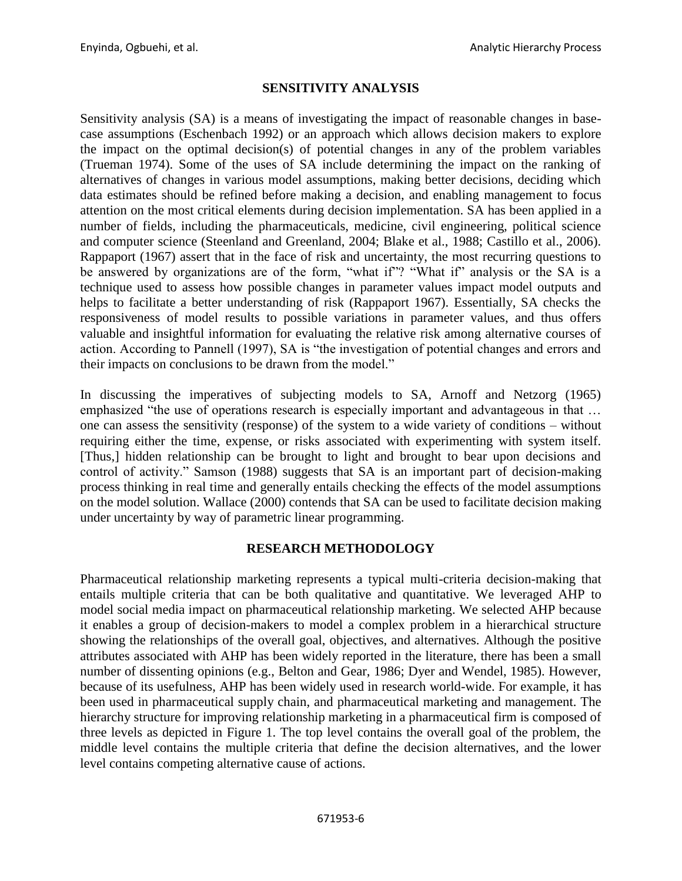## SENSITIVITY ANALYSIS

Sensitivity analysis (SA) is a means of investigating the impact of reasonable changes in base-case assumptions (Eschenbach 1992) or an approach which allows decision makers to explore the impact on the optimal decision(s) of potential changes in any of the problem variables (Trueman 1974). Some of the uses of SA include determining the impact on the ranking of alternatives of changes in various model assumptions, making better decisions, deciding which data estimates should be refined before making a decision, and enabling management to focus attention on the most critical elements during decision implementation. SA has been applied in a number of fields, including the pharmaceuticals, medicine, civil engineering, political science and computer science (Steenland and Greenland, 2004; Blake et al., 1988; Castillo et al., 2006). Rappaport (1967) assert that in the face of risk and uncertainty, the most recurring questions to be answered by organizations are of the form, "what if"? "What if" analysis or the SA is a technique used to assess how possible changes in parameter values impact model outputs and helps to facilitate a better understanding of risk (Rappaport 1967). Essentially, SA checks the responsiveness of model results to possible variations in parameter values, and thus offers valuable and insightful information for evaluating the relative risk among alternative courses of action. According to Pannell (1997), SA is "the investigation of potential changes and errors and their impacts on conclusions to be drawn from the model."

In discussing the imperatives of subjecting models to SA, Arnoff and Netzorg (1965) emphasized "the use of operations research is especially important and advantageous in that … one can assess the sensitivity (response) of the system to a wide variety of conditions – without requiring either the time, expense, or risks associated with experimenting with system itself. [Thus,] hidden relationship can be brought to light and brought to bear upon decisions and control of activity." Samson (1988) suggests that SA is an important part of decision-making process thinking in real time and generally entails checking the effects of the model assumptions on the model solution. Wallace (2000) contends that SA can be used to facilitate decision making under uncertainty by way of parametric linear programming.

## RESEARCH METHODOLOGY

Pharmaceutical relationship marketing represents a typical multi-criteria decision-making that entails multiple criteria that can be both qualitative and quantitative. We leveraged AHP to model social media impact on pharmaceutical relationship marketing. We selected AHP because it enables a group of decision-makers to model a complex problem in a hierarchical structure showing the relationships of the overall goal, objectives, and alternatives. Although the positive attributes associated with AHP has been widely reported in the literature, there has been a small number of dissenting opinions (e.g., Belton and Gear, 1986; Dyer and Wendel, 1985). However, because of its usefulness, AHP has been widely used in research world-wide. For example, it has been used in pharmaceutical supply chain, and pharmaceutical marketing and management. The hierarchy structure for improving relationship marketing in a pharmaceutical firm is composed of three levels as depicted in Figure 1. The top level contains the overall goal of the problem, the middle level contains the multiple criteria that define the decision alternatives, and the lower level contains competing alternative cause of actions.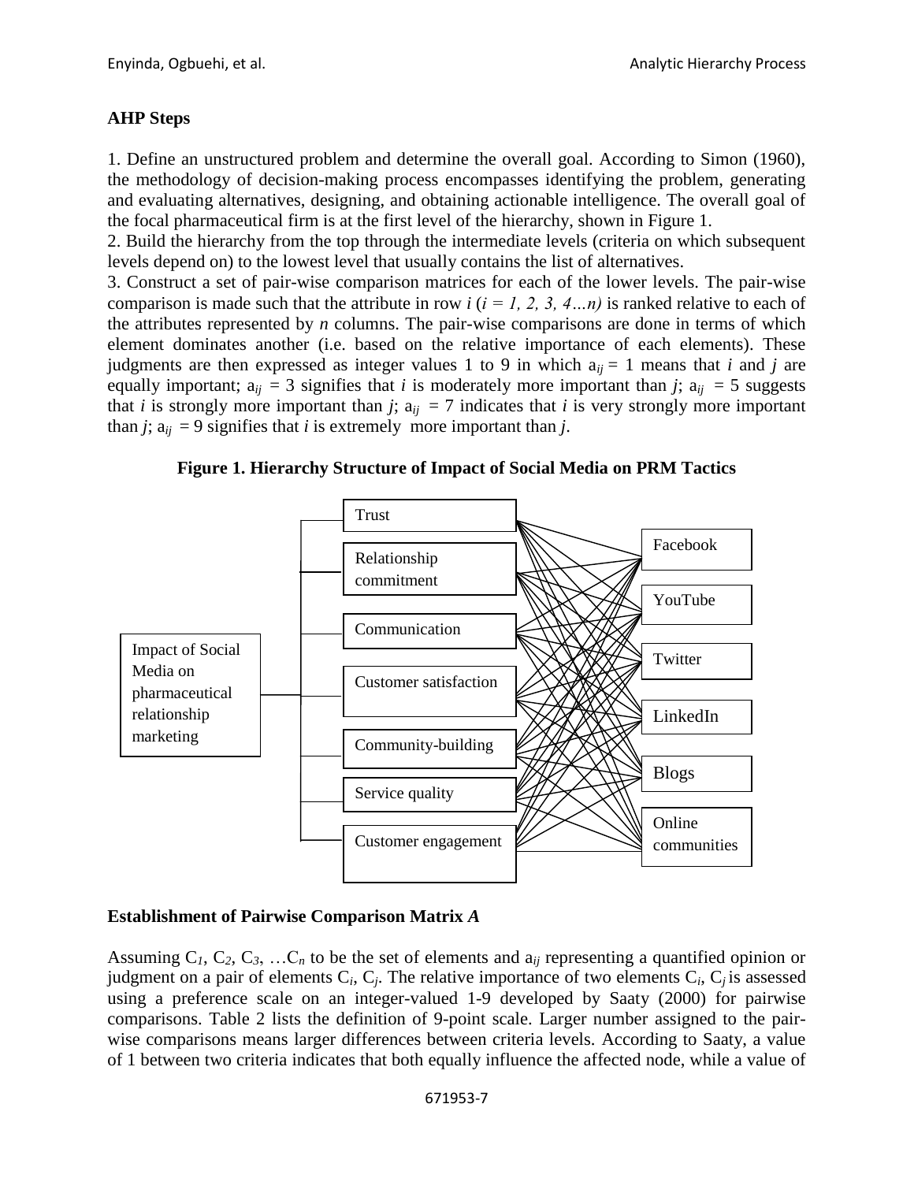## AHP Steps

1. Define an unstructured problem and determine the overall goal. According to Simon (1960), the methodology of decision-making process encompasses identifying the problem, generating and evaluating alternatives, designing, and obtaining actionable intelligence. The overall goal of the focal pharmaceutical firm is at the first level of the hierarchy, shown in Figure 1.

2. Build the hierarchy from the top through the intermediate levels (criteria on which subsequent levels depend on) to the lowest level that usually contains the list of alternatives.

3. Construct a set of pair-wise comparison matrices for each of the lower levels. The pair-wise comparison is made such that the attribute in row $i$ ($i = 1, 2, 3, 4 \ldots n$) is ranked relative to each of the attributes represented by $n$ columns. The pair-wise comparisons are done in terms of which element dominates another (i.e. based on the relative importance of each elements). These judgments are then expressed as integer values 1 to 9 in which $a_{ij} = 1$ means that $i$ and $j$ are equally important; $a_{ij} = 3$ signifies that $i$ is moderately more important than $j$; $a_{ij} = 5$ suggests that $i$ is strongly more important than $j$; $a_{ij} = 7$ indicates that $i$ is very strongly more important than $j$; $a_{ij} = 9$ signifies that $i$ is extremely more important than $j$.

**Figure 1. Hierarchy Structure of Impact of Social Media on PRM Tactics**

Impact of Social Media on pharmaceutical relationship marketing

Trust | Relationship commitment | Communication | Customer satisfaction | Community-building | Service quality | Customer engagement

Facebook | YouTube | Twitter | LinkedIn | Blogs | Online communities

## Establishment of Pairwise Comparison Matrix *A*

Assuming $C_1$, $C_2$, $C_3$, …$C_n$ to be the set of elements and $a_{ij}$ representing a quantified opinion or judgment on a pair of elements $C_i$, $C_j$. The relative importance of two elements $C_i$, $C_j$ is assessed using a preference scale on an integer-valued 1-9 developed by Saaty (2000) for pairwise comparisons. Table 2 lists the definition of 9-point scale. Larger number assigned to the pair-wise comparisons means larger differences between criteria levels. According to Saaty, a value of 1 between two criteria indicates that both equally influence the affected node, while a value of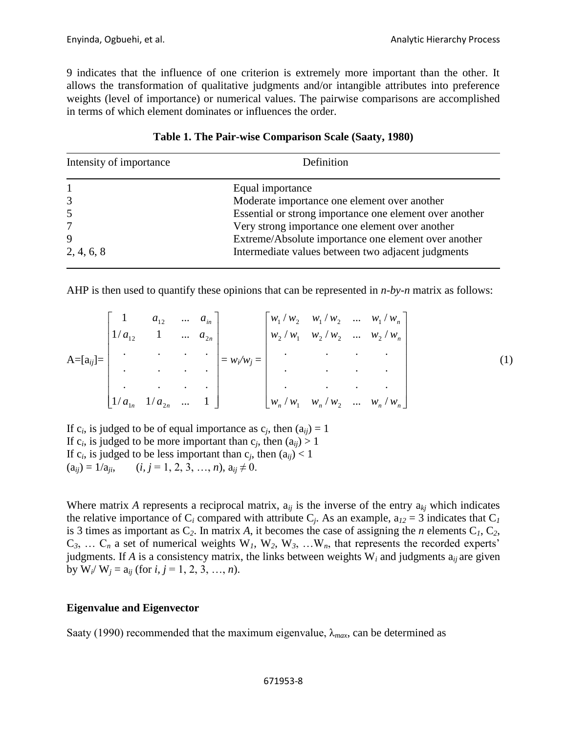9 indicates that the influence of one criterion is extremely more important than the other. It allows the transformation of qualitative judgments and/or intangible attributes into preference weights (level of importance) or numerical values. The pairwise comparisons are accomplished in terms of which element dominates or influences the order.

**Table 1. The Pair-wise Comparison Scale (Saaty, 1980)**

| Intensity of importance | Definition |
|---|---|
| 1 | Equal importance |
| 3 | Moderate importance one element over another |
| 5 | Essential or strong importance one element over another |
| 7 | Very strong importance one element over another |
| 9 | Extreme/Absolute importance one element over another |
| 2, 4, 6, 8 | Intermediate values between two adjacent judgments |

AHP is then used to quantify these opinions that can be represented in *n-by-n* matrix as follows:

$$A=[a_{ij}]=\begin{bmatrix} 1 & a_{12} & \ldots & a_{in} \\ 1/a_{12} & 1 & \ldots & a_{2n} \\ . & . & . & . \\ . & . & . & . \\ . & . & . & . \\ 1/a_{1n} & 1/a_{2n} & \ldots & 1 \end{bmatrix} = w_i/w_j = \begin{bmatrix} w_1/w_2 & w_1/w_2 & \ldots & w_1/w_n \\ w_2/w_1 & w_2/w_2 & \ldots & w_2/w_n \\ . & . & . & . \\ . & . & . & . \\ . & . & . & . \\ w_n/w_1 & w_n/w_2 & \ldots & w_n/w_n \end{bmatrix} \tag{1}$$

If $c_i$, is judged to be of equal importance as $c_j$, then $(a_{ij}) = 1$
If $c_i$, is judged to be more important than $c_j$, then $(a_{ij}) > 1$
If $c_i$, is judged to be less important than $c_j$, then $(a_{ij}) < 1$
$(a_{ij}) = 1/a_{ji}$, $(i, j = 1, 2, 3, \ldots, n)$, $a_{ij} \neq 0$.

Where matrix *A* represents a reciprocal matrix, $a_{ij}$ is the inverse of the entry $a_{kj}$ which indicates the relative importance of $C_i$ compared with attribute $C_j$. As an example, $a_{12} = 3$ indicates that $C_1$ is 3 times as important as $C_2$. In matrix *A*, it becomes the case of assigning the *n* elements $C_1$, $C_2$, $C_3$, … $C_n$ a set of numerical weights $W_1$, $W_2$, $W_3$, …$W_n$, that represents the recorded experts' judgments. If *A* is a consistency matrix, the links between weights $W_i$ and judgments $a_{ij}$ are given by $W_i/W_j = a_{ij}$ (for $i, j = 1, 2, 3, \ldots, n$).

### Eigenvalue and Eigenvector

Saaty (1990) recommended that the maximum eigenvalue, $\lambda_{max}$, can be determined as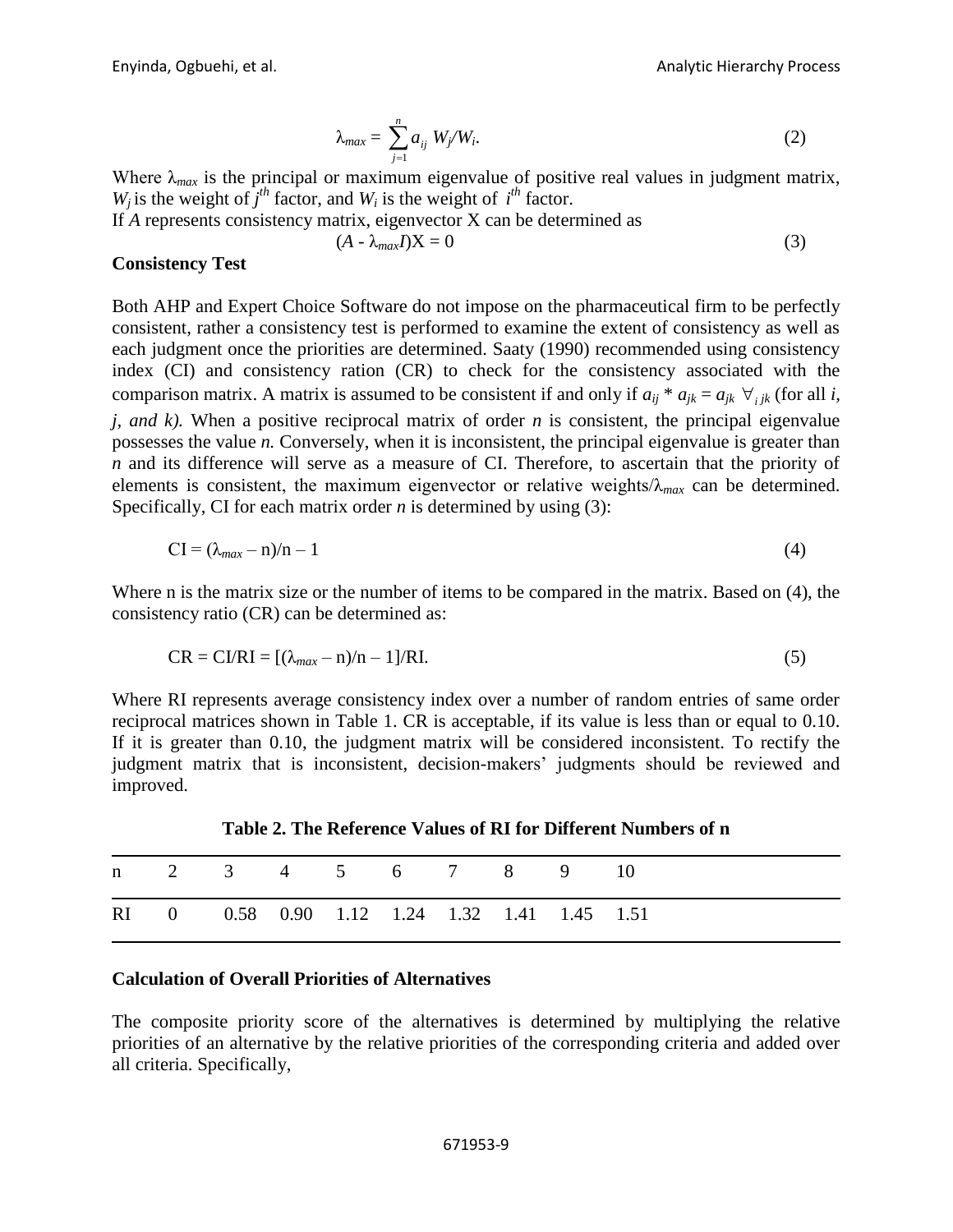$$\lambda_{max} = \sum_{j=1}^{n} a_{ij}\ W_j/W_i. \tag{2}$$

Where $\lambda_{max}$ is the principal or maximum eigenvalue of positive real values in judgment matrix, $W_j$ is the weight of $j^{th}$ factor, and $W_i$ is the weight of $i^{th}$ factor.

If $A$ represents consistency matrix, eigenvector X can be determined as

$$(A - \lambda_{max}I)X = 0 \tag{3}$$

**Consistency Test**

Both AHP and Expert Choice Software do not impose on the pharmaceutical firm to be perfectly consistent, rather a consistency test is performed to examine the extent of consistency as well as each judgment once the priorities are determined. Saaty (1990) recommended using consistency index (CI) and consistency ration (CR) to check for the consistency associated with the comparison matrix. A matrix is assumed to be consistent if and only if $a_{ij} * a_{jk} = a_{jk}\ \forall_{i\,jk}$ (for all *i, j, and k).* When a positive reciprocal matrix of order *n* is consistent, the principal eigenvalue possesses the value *n.* Conversely, when it is inconsistent, the principal eigenvalue is greater than *n* and its difference will serve as a measure of CI. Therefore, to ascertain that the priority of elements is consistent, the maximum eigenvector or relative weights/$\lambda_{max}$ can be determined. Specifically, CI for each matrix order *n* is determined by using (3):

$$\text{CI} = (\lambda_{max} - \text{n})/\text{n} - 1 \tag{4}$$

Where n is the matrix size or the number of items to be compared in the matrix. Based on (4), the consistency ratio (CR) can be determined as:

$$\text{CR} = \text{CI/RI} = [(\lambda_{max} - \text{n})/\text{n} - 1]/\text{RI}. \tag{5}$$

Where RI represents average consistency index over a number of random entries of same order reciprocal matrices shown in Table 1. CR is acceptable, if its value is less than or equal to 0.10. If it is greater than 0.10, the judgment matrix will be considered inconsistent. To rectify the judgment matrix that is inconsistent, decision-makers' judgments should be reviewed and improved.

**Table 2. The Reference Values of RI for Different Numbers of n**

| n | 2 | 3 | 4 | 5 | 6 | 7 | 8 | 9 | 10 |
|---|---|---|---|---|---|---|---|---|---|
| RI | 0 | 0.58 | 0.90 | 1.12 | 1.24 | 1.32 | 1.41 | 1.45 | 1.51 |

**Calculation of Overall Priorities of Alternatives**

The composite priority score of the alternatives is determined by multiplying the relative priorities of an alternative by the relative priorities of the corresponding criteria and added over all criteria. Specifically,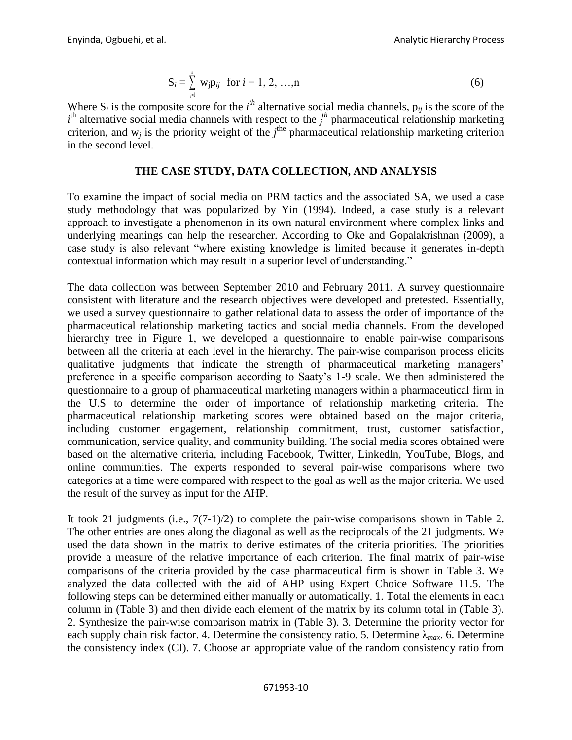$$S_i = \sum_{j=1}^{n} w_j p_{ij} \quad \text{for } i = 1, 2, \ldots, n \tag{6}$$

Where $S_i$ is the composite score for the $i^{th}$ alternative social media channels, $p_{ij}$ is the score of the $i^{th}$ alternative social media channels with respect to the $j^{th}$ pharmaceutical relationship marketing criterion, and $w_j$ is the priority weight of the $j^{the}$ pharmaceutical relationship marketing criterion in the second level.

## THE CASE STUDY, DATA COLLECTION, AND ANALYSIS

To examine the impact of social media on PRM tactics and the associated SA, we used a case study methodology that was popularized by Yin (1994). Indeed, a case study is a relevant approach to investigate a phenomenon in its own natural environment where complex links and underlying meanings can help the researcher. According to Oke and Gopalakrishnan (2009), a case study is also relevant "where existing knowledge is limited because it generates in-depth contextual information which may result in a superior level of understanding."

The data collection was between September 2010 and February 2011. A survey questionnaire consistent with literature and the research objectives were developed and pretested. Essentially, we used a survey questionnaire to gather relational data to assess the order of importance of the pharmaceutical relationship marketing tactics and social media channels. From the developed hierarchy tree in Figure 1, we developed a questionnaire to enable pair-wise comparisons between all the criteria at each level in the hierarchy. The pair-wise comparison process elicits qualitative judgments that indicate the strength of pharmaceutical marketing managers' preference in a specific comparison according to Saaty's 1-9 scale. We then administered the questionnaire to a group of pharmaceutical marketing managers within a pharmaceutical firm in the U.S to determine the order of importance of relationship marketing criteria. The pharmaceutical relationship marketing scores were obtained based on the major criteria, including customer engagement, relationship commitment, trust, customer satisfaction, communication, service quality, and community building. The social media scores obtained were based on the alternative criteria, including Facebook, Twitter, Linkedln, YouTube, Blogs, and online communities. The experts responded to several pair-wise comparisons where two categories at a time were compared with respect to the goal as well as the major criteria. We used the result of the survey as input for the AHP.

It took 21 judgments (i.e., 7(7-1)/2) to complete the pair-wise comparisons shown in Table 2. The other entries are ones along the diagonal as well as the reciprocals of the 21 judgments. We used the data shown in the matrix to derive estimates of the criteria priorities. The priorities provide a measure of the relative importance of each criterion. The final matrix of pair-wise comparisons of the criteria provided by the case pharmaceutical firm is shown in Table 3. We analyzed the data collected with the aid of AHP using Expert Choice Software 11.5. The following steps can be determined either manually or automatically. 1. Total the elements in each column in (Table 3) and then divide each element of the matrix by its column total in (Table 3). 2. Synthesize the pair-wise comparison matrix in (Table 3). 3. Determine the priority vector for each supply chain risk factor. 4. Determine the consistency ratio. 5. Determine $\lambda_{max}$. 6. Determine the consistency index (CI). 7. Choose an appropriate value of the random consistency ratio from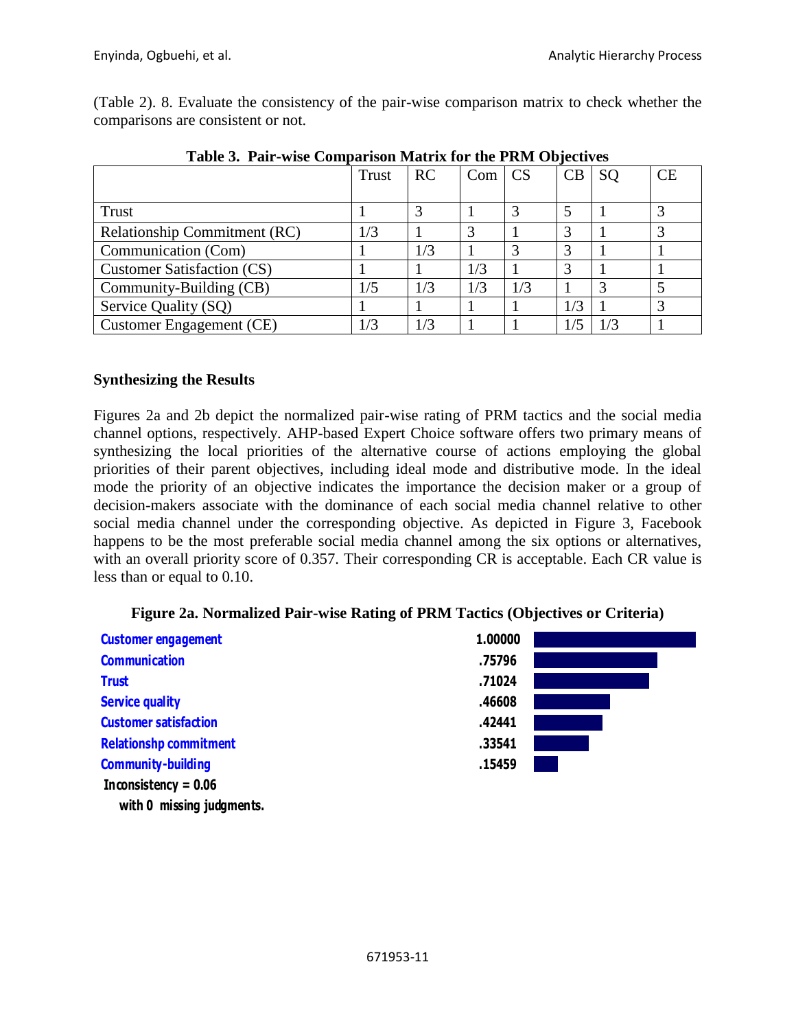(Table 2). 8. Evaluate the consistency of the pair-wise comparison matrix to check whether the comparisons are consistent or not.

**Table 3. Pair-wise Comparison Matrix for the PRM Objectives**

| | Trust | RC | Com | CS | CB | SQ | CE |
|---|---|---|---|---|---|---|---|
| Trust | 1 | 3 | 1 | 3 | 5 | 1 | 3 |
| Relationship Commitment (RC) | 1/3 | 1 | 3 | 1 | 3 | 1 | 3 |
| Communication (Com) | 1 | 1/3 | 1 | 3 | 3 | 1 | 1 |
| Customer Satisfaction (CS) | 1 | 1 | 1/3 | 1 | 3 | 1 | 1 |
| Community-Building (CB) | 1/5 | 1/3 | 1/3 | 1/3 | 1 | 3 | 5 |
| Service Quality (SQ) | 1 | 1 | 1 | 1 | 1/3 | 1 | 3 |
| Customer Engagement (CE) | 1/3 | 1/3 | 1 | 1 | 1/5 | 1/3 | 1 |

## Synthesizing the Results

Figures 2a and 2b depict the normalized pair-wise rating of PRM tactics and the social media channel options, respectively. AHP-based Expert Choice software offers two primary means of synthesizing the local priorities of the alternative course of actions employing the global priorities of their parent objectives, including ideal mode and distributive mode. In the ideal mode the priority of an objective indicates the importance the decision maker or a group of decision-makers associate with the dominance of each social media channel relative to other social media channel under the corresponding objective. As depicted in Figure 3, Facebook happens to be the most preferable social media channel among the six options or alternatives, with an overall priority score of 0.357. Their corresponding CR is acceptable. Each CR value is less than or equal to 0.10.

**Figure 2a. Normalized Pair-wise Rating of PRM Tactics (Objectives or Criteria)**

| | |
|---|---|
| Customer engagement | 1.00000 |
| Communication | .75796 |
| Trust | .71024 |
| Service quality | .46608 |
| Customer satisfaction | .42441 |
| Relationshp commitment | .33541 |
| Community-building | .15459 |

Inconsistency = 0.06
with 0 missing judgments.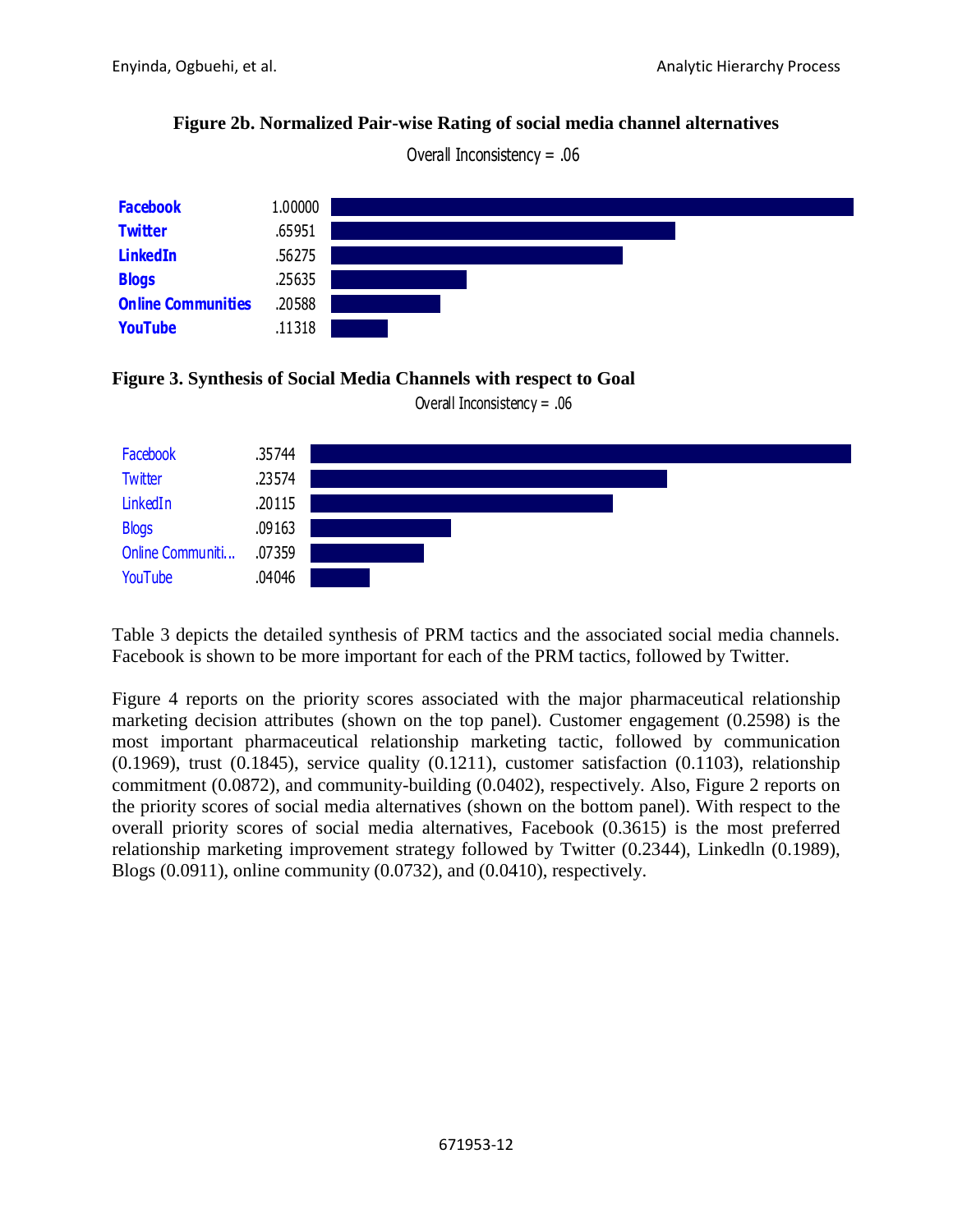**Figure 2b. Normalized Pair-wise Rating of social media channel alternatives**

Overall Inconsistency = .06

| Channel | Rating |
|---|---|
| Facebook | 1.00000 |
| Twitter | .65951 |
| LinkedIn | .56275 |
| Blogs | .25635 |
| Online Communities | .20588 |
| YouTube | .11318 |

**Figure 3. Synthesis of Social Media Channels with respect to Goal**

Overall Inconsistency = .06

| Channel | Priority |
|---|---|
| Facebook | .35744 |
| Twitter | .23574 |
| LinkedIn | .20115 |
| Blogs | .09163 |
| Online Communiti... | .07359 |
| YouTube | .04046 |

Table 3 depicts the detailed synthesis of PRM tactics and the associated social media channels. Facebook is shown to be more important for each of the PRM tactics, followed by Twitter.

Figure 4 reports on the priority scores associated with the major pharmaceutical relationship marketing decision attributes (shown on the top panel). Customer engagement (0.2598) is the most important pharmaceutical relationship marketing tactic, followed by communication (0.1969), trust (0.1845), service quality (0.1211), customer satisfaction (0.1103), relationship commitment (0.0872), and community-building (0.0402), respectively. Also, Figure 2 reports on the priority scores of social media alternatives (shown on the bottom panel). With respect to the overall priority scores of social media alternatives, Facebook (0.3615) is the most preferred relationship marketing improvement strategy followed by Twitter (0.2344), Linkedln (0.1989), Blogs (0.0911), online community (0.0732), and (0.0410), respectively.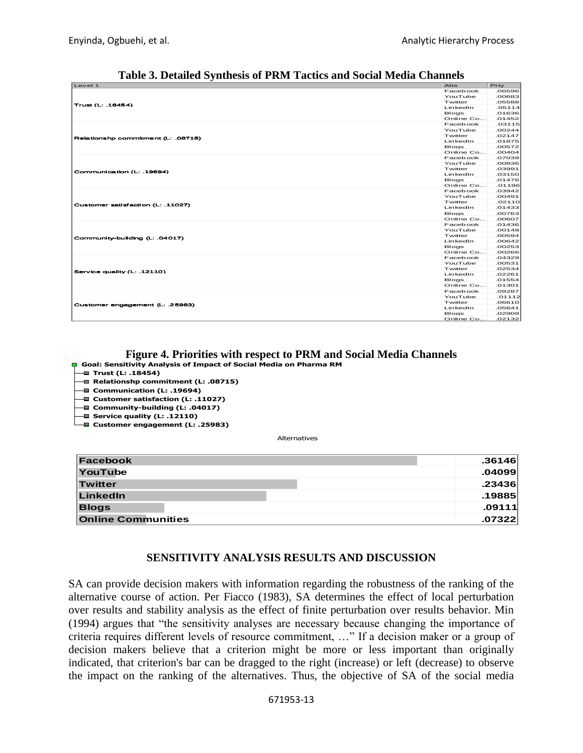**Table 3. Detailed Synthesis of PRM Tactics and Social Media Channels**

| Level 1 | Alts | Prty |
|---|---|---|
| Trust (L: .18454) | Facebook | .06596 |
| | YouTube | .00683 |
| | Twitter | .05588 |
| | LinkedIn | .05114 |
| | Blogs | .01636 |
| | Online Co... | .01452 |
| Relationshp commitment (L: .08715) | Facebook | .03115 |
| | YouTube | .00244 |
| | Twitter | .02147 |
| | LinkedIn | .01875 |
| | Blogs | .00572 |
| | Online Co... | .00404 |
| Communication (L: .19694) | Facebook | .07039 |
| | YouTube | .00836 |
| | Twitter | .03991 |
| | LinkedIn | .03150 |
| | Blogs | .01476 |
| | Online Co... | .01196 |
| Customer satisfaction (L: .11027) | Facebook | .03942 |
| | YouTube | .00491 |
| | Twitter | .02110 |
| | LinkedIn | .01433 |
| | Blogs | .00763 |
| | Online Co... | .00607 |
| Community-building (L: .04017) | Facebook | .01436 |
| | YouTube | .00149 |
| | Twitter | .00594 |
| | LinkedIn | .00642 |
| | Blogs | .00253 |
| | Online Co... | .00266 |
| Service quality (L: .12110) | Facebook | .04329 |
| | YouTube | .00531 |
| | Twitter | .02534 |
| | LinkedIn | .02261 |
| | Blogs | .01554 |
| | Online Co... | .01301 |
| Customer engagement (L: .25983) | Facebook | .09287 |
| | YouTube | .01112 |
| | Twitter | .06610 |
| | LinkedIn | .05641 |
| | Blogs | .02909 |
| | Online Co... | .02132 |

**Figure 4. Priorities with respect to PRM and Social Media Channels**

Goal: Sensitivity Analysis of Impact of Social Media on Pharma RM
- Trust (L: .18454)
- Relationshp commitment (L: .08715)
- Communication (L: .19694)
- Customer satisfaction (L: .11027)
- Community-building (L: .04017)
- Service quality (L: .12110)
- Customer engagement (L: .25983)

Alternatives

| Alternative | Priority |
|---|---|
| Facebook | .36146 |
| YouTube | .04099 |
| Twitter | .23436 |
| LinkedIn | .19885 |
| Blogs | .09111 |
| Online Communities | .07322 |

## SENSITIVITY ANALYSIS RESULTS AND DISCUSSION

SA can provide decision makers with information regarding the robustness of the ranking of the alternative course of action. Per Fiacco (1983), SA determines the effect of local perturbation over results and stability analysis as the effect of finite perturbation over results behavior. Min (1994) argues that "the sensitivity analyses are necessary because changing the importance of criteria requires different levels of resource commitment, …" If a decision maker or a group of decision makers believe that a criterion might be more or less important than originally indicated, that criterion's bar can be dragged to the right (increase) or left (decrease) to observe the impact on the ranking of the alternatives. Thus, the objective of SA of the social media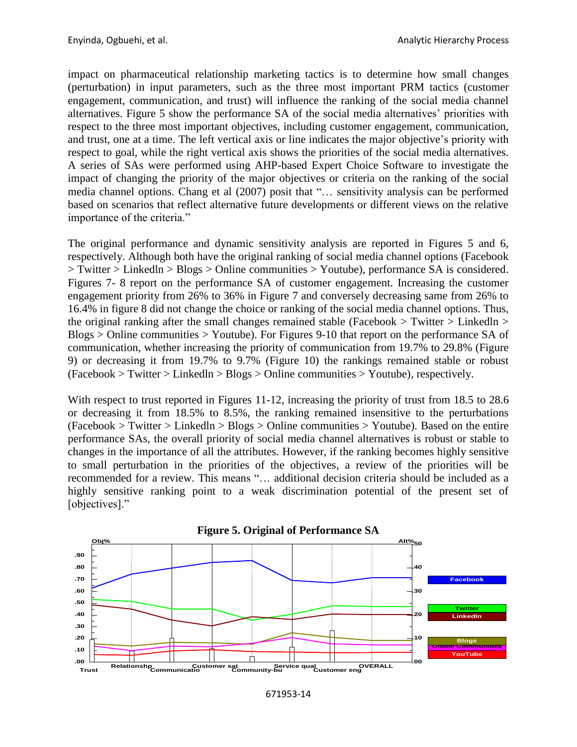impact on pharmaceutical relationship marketing tactics is to determine how small changes (perturbation) in input parameters, such as the three most important PRM tactics (customer engagement, communication, and trust) will influence the ranking of the social media channel alternatives. Figure 5 show the performance SA of the social media alternatives' priorities with respect to the three most important objectives, including customer engagement, communication, and trust, one at a time. The left vertical axis or line indicates the major objective's priority with respect to goal, while the right vertical axis shows the priorities of the social media alternatives. A series of SAs were performed using AHP-based Expert Choice Software to investigate the impact of changing the priority of the major objectives or criteria on the ranking of the social media channel options. Chang et al (2007) posit that "… sensitivity analysis can be performed based on scenarios that reflect alternative future developments or different views on the relative importance of the criteria."

The original performance and dynamic sensitivity analysis are reported in Figures 5 and 6, respectively. Although both have the original ranking of social media channel options (Facebook > Twitter > Linkedln > Blogs > Online communities > Youtube), performance SA is considered. Figures 7- 8 report on the performance SA of customer engagement. Increasing the customer engagement priority from 26% to 36% in Figure 7 and conversely decreasing same from 26% to 16.4% in figure 8 did not change the choice or ranking of the social media channel options. Thus, the original ranking after the small changes remained stable (Facebook > Twitter > Linkedln > Blogs > Online communities > Youtube). For Figures 9-10 that report on the performance SA of communication, whether increasing the priority of communication from 19.7% to 29.8% (Figure 9) or decreasing it from 19.7% to 9.7% (Figure 10) the rankings remained stable or robust (Facebook > Twitter > Linkedln > Blogs > Online communities > Youtube), respectively.

With respect to trust reported in Figures 11-12, increasing the priority of trust from 18.5 to 28.6 or decreasing it from 18.5% to 8.5%, the ranking remained insensitive to the perturbations (Facebook > Twitter > Linkedln > Blogs > Online communities > Youtube). Based on the entire performance SAs, the overall priority of social media channel alternatives is robust or stable to changes in the importance of all the attributes. However, if the ranking becomes highly sensitive to small perturbation in the priorities of the objectives, a review of the priorities will be recommended for a review. This means "… additional decision criteria should be included as a highly sensitive ranking point to a weak discrimination potential of the present set of [objectives]."

**Figure 5. Original of Performance SA**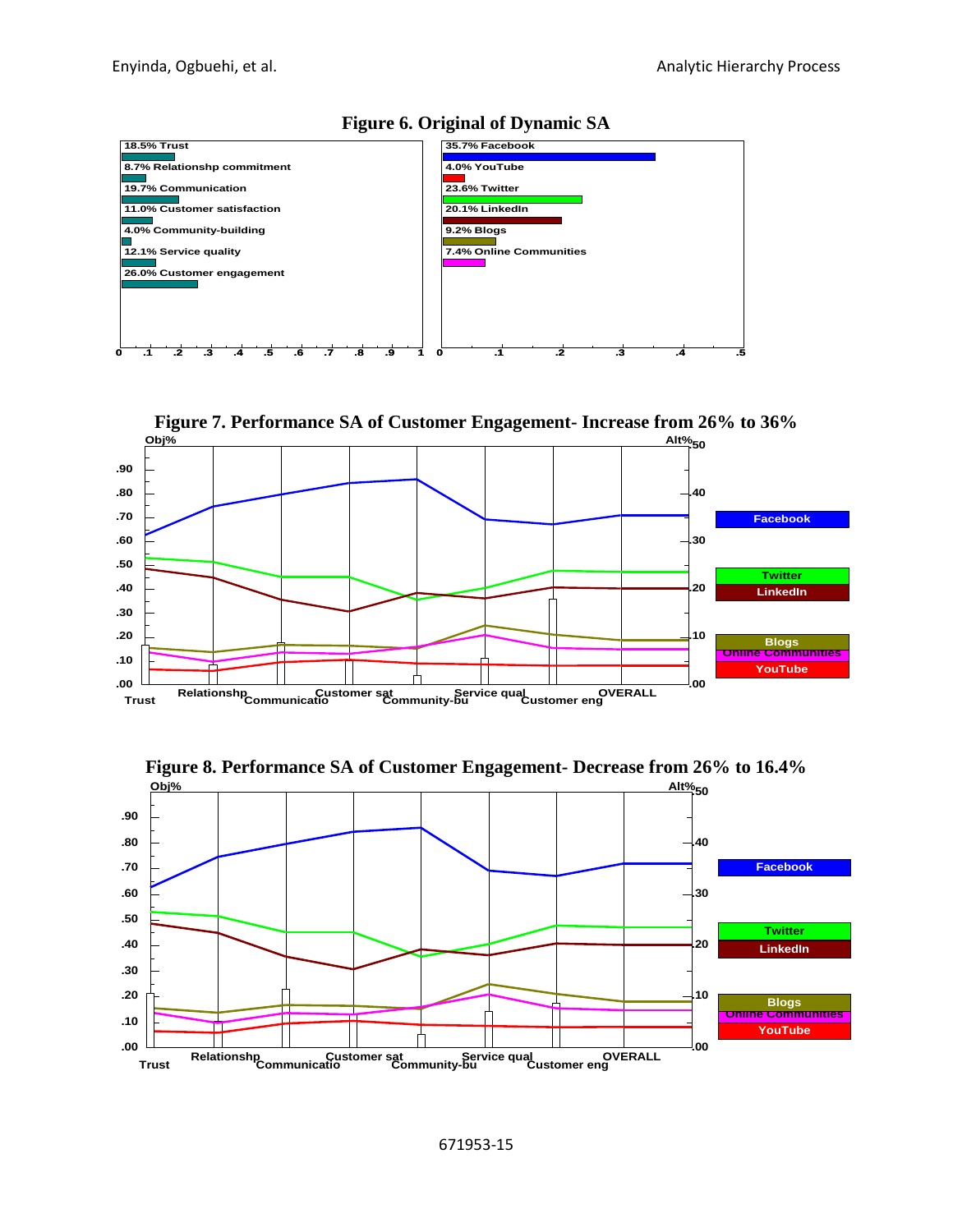**Figure 6. Original of Dynamic SA**

| Objective | Weight |
| --- | --- |
| Trust | 18.5% |
| Relationshp commitment | 8.7% |
| Communication | 19.7% |
| Customer satisfaction | 11.0% |
| Community-building | 4.0% |
| Service quality | 12.1% |
| Customer engagement | 26.0% |

| Alternative | Weight |
| --- | --- |
| Facebook | 35.7% |
| YouTube | 4.0% |
| Twitter | 23.6% |
| LinkedIn | 20.1% |
| Blogs | 9.2% |
| Online Communities | 7.4% |

**Figure 7. Performance SA of Customer Engagement- Increase from 26% to 36%**

**Figure 8. Performance SA of Customer Engagement- Decrease from 26% to 16.4%**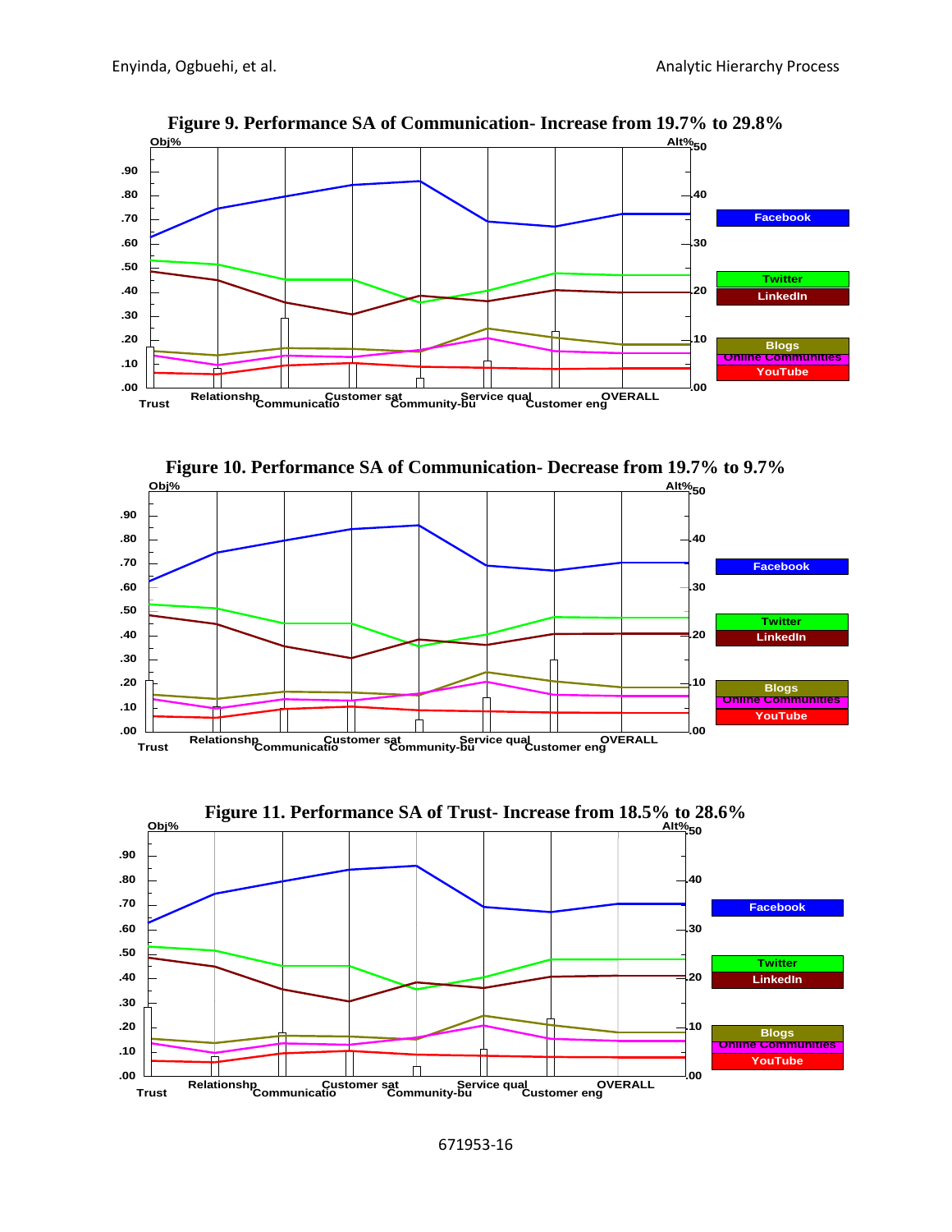**Figure 9. Performance SA of Communication- Increase from 19.7% to 29.8%**

**Figure 10. Performance SA of Communication- Decrease from 19.7% to 9.7%**

**Figure 11. Performance SA of Trust- Increase from 18.5% to 28.6%**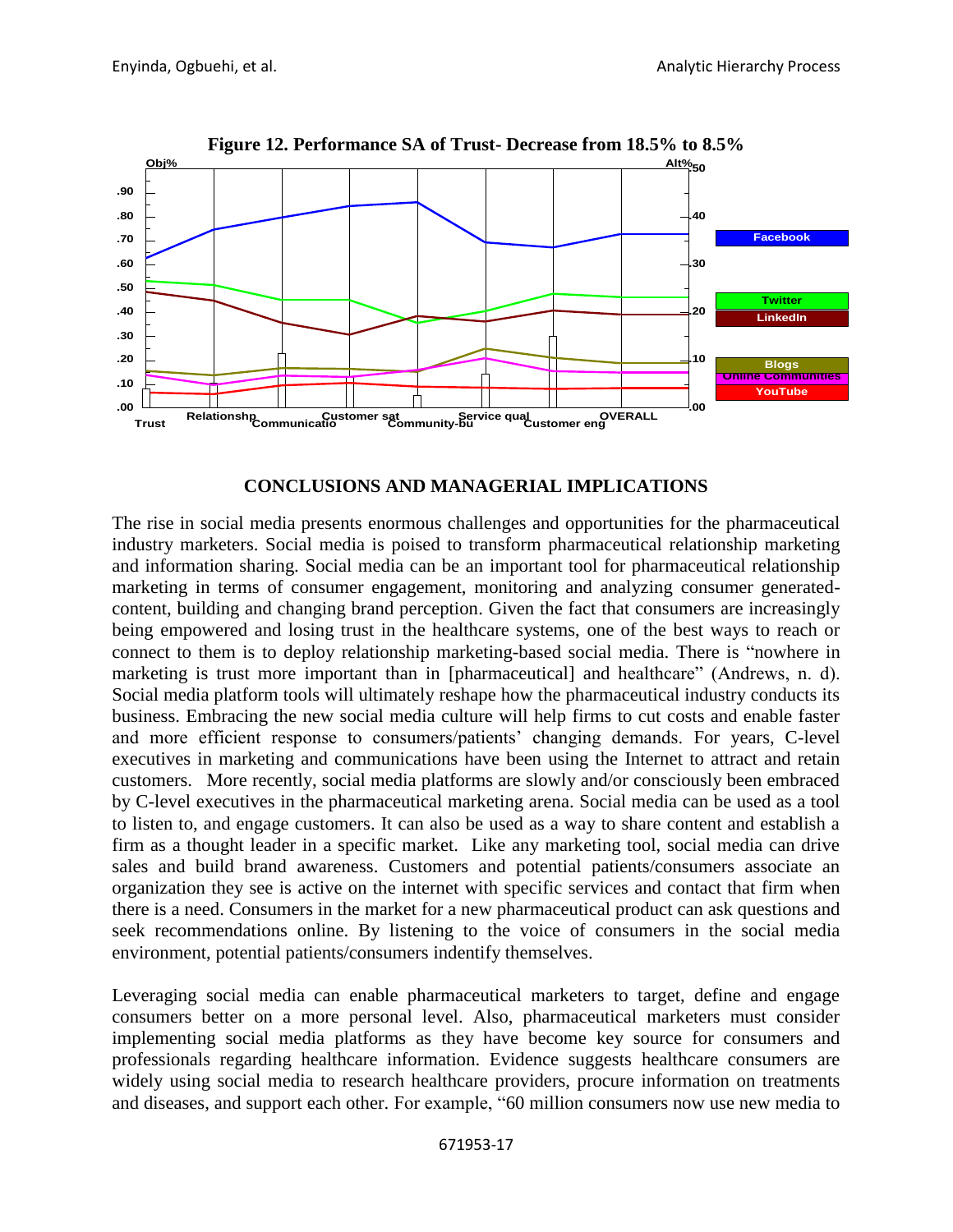**Figure 12. Performance SA of Trust- Decrease from 18.5% to 8.5%**

## CONCLUSIONS AND MANAGERIAL IMPLICATIONS

The rise in social media presents enormous challenges and opportunities for the pharmaceutical industry marketers. Social media is poised to transform pharmaceutical relationship marketing and information sharing. Social media can be an important tool for pharmaceutical relationship marketing in terms of consumer engagement, monitoring and analyzing consumer generated-content, building and changing brand perception. Given the fact that consumers are increasingly being empowered and losing trust in the healthcare systems, one of the best ways to reach or connect to them is to deploy relationship marketing-based social media. There is "nowhere in marketing is trust more important than in [pharmaceutical] and healthcare" (Andrews, n. d). Social media platform tools will ultimately reshape how the pharmaceutical industry conducts its business. Embracing the new social media culture will help firms to cut costs and enable faster and more efficient response to consumers/patients' changing demands. For years, C-level executives in marketing and communications have been using the Internet to attract and retain customers. More recently, social media platforms are slowly and/or consciously been embraced by C-level executives in the pharmaceutical marketing arena. Social media can be used as a tool to listen to, and engage customers. It can also be used as a way to share content and establish a firm as a thought leader in a specific market. Like any marketing tool, social media can drive sales and build brand awareness. Customers and potential patients/consumers associate an organization they see is active on the internet with specific services and contact that firm when there is a need. Consumers in the market for a new pharmaceutical product can ask questions and seek recommendations online. By listening to the voice of consumers in the social media environment, potential patients/consumers indentify themselves.

Leveraging social media can enable pharmaceutical marketers to target, define and engage consumers better on a more personal level. Also, pharmaceutical marketers must consider implementing social media platforms as they have become key source for consumers and professionals regarding healthcare information. Evidence suggests healthcare consumers are widely using social media to research healthcare providers, procure information on treatments and diseases, and support each other. For example, "60 million consumers now use new media to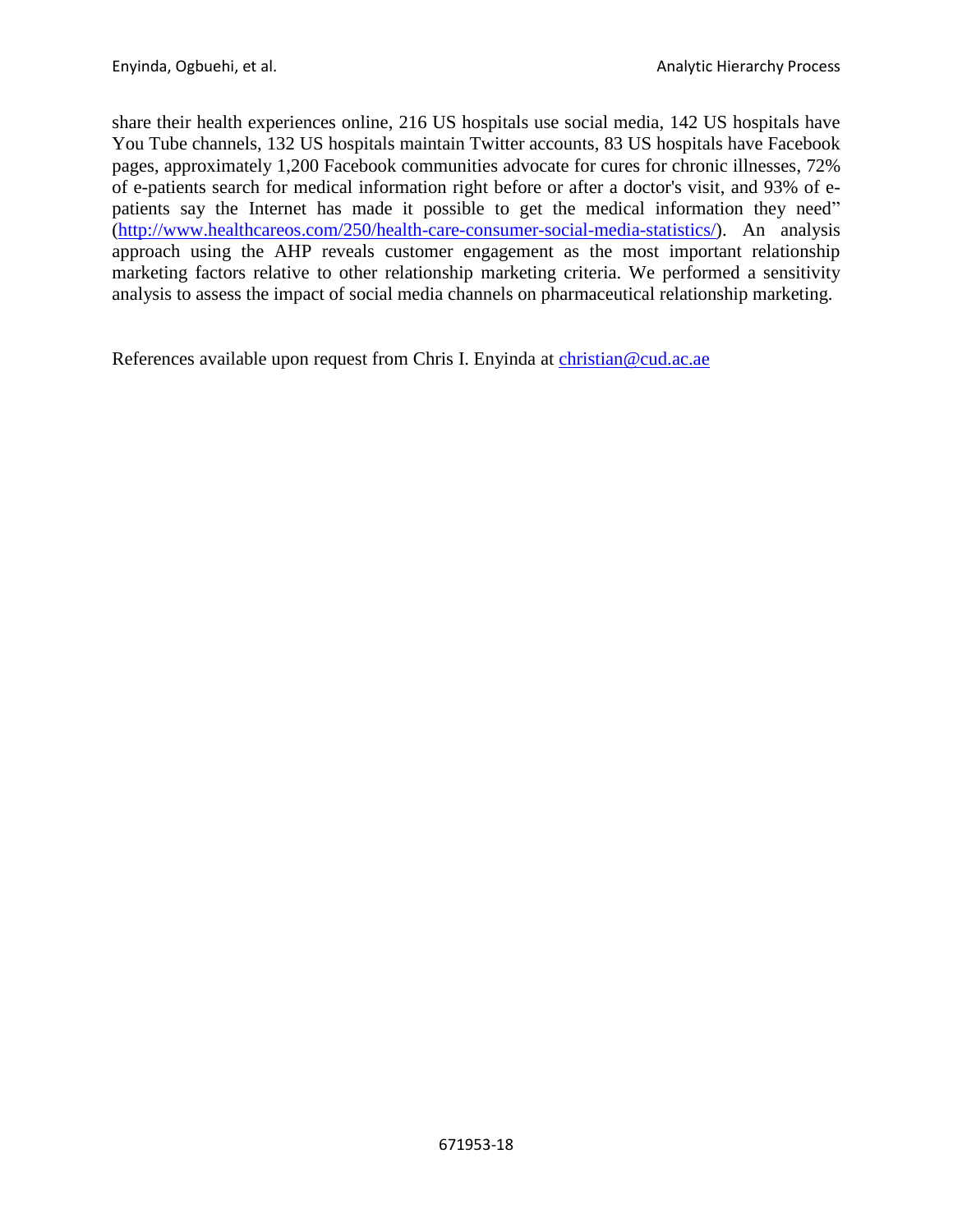share their health experiences online, 216 US hospitals use social media, 142 US hospitals have You Tube channels, 132 US hospitals maintain Twitter accounts, 83 US hospitals have Facebook pages, approximately 1,200 Facebook communities advocate for cures for chronic illnesses, 72% of e-patients search for medical information right before or after a doctor's visit, and 93% of e-patients say the Internet has made it possible to get the medical information they need" (http://www.healthcareos.com/250/health-care-consumer-social-media-statistics/). An analysis approach using the AHP reveals customer engagement as the most important relationship marketing factors relative to other relationship marketing criteria. We performed a sensitivity analysis to assess the impact of social media channels on pharmaceutical relationship marketing.

References available upon request from Chris I. Enyinda at christian@cud.ac.ae